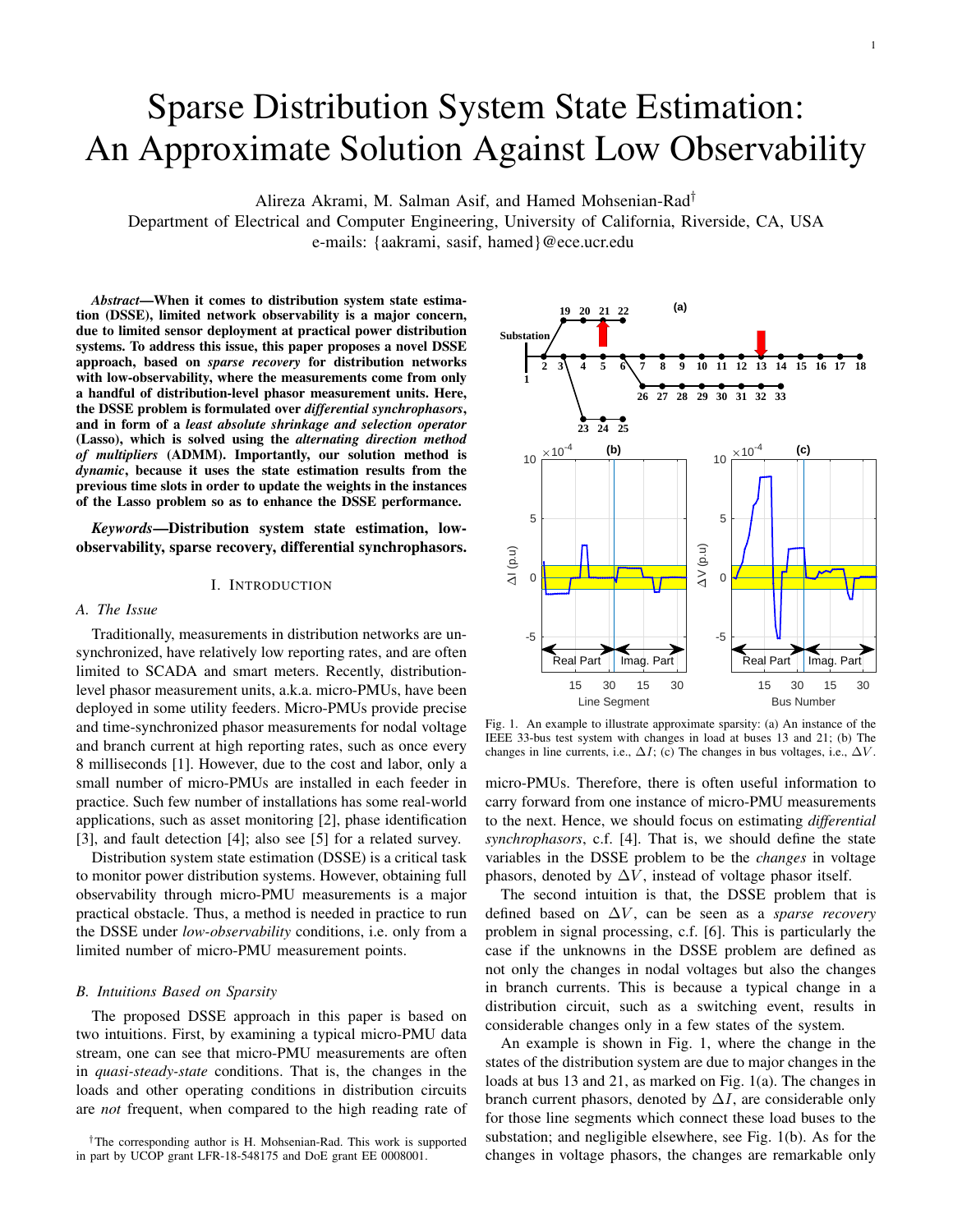# Sparse Distribution System State Estimation: An Approximate Solution Against Low Observability

Alireza Akrami, M. Salman Asif, and Hamed Mohsenian-Rad[†]

Department of Electrical and Computer Engineering, University of California, Riverside, CA, USA

e-mails: {aakrami, sasif, hamed}@ece.ucr.edu

***Abstract*—When it comes to distribution system state estimation (DSSE), limited network observability is a major concern, due to limited sensor deployment at practical power distribution systems. To address this issue, this paper proposes a novel DSSE approach, based on *sparse recovery* for distribution networks with low-observability, where the measurements come from only a handful of distribution-level phasor measurement units. Here, the DSSE problem is formulated over *differential synchrophasors*, and in form of a *least absolute shrinkage and selection operator* (Lasso), which is solved using the *alternating direction method of multipliers* (ADMM). Importantly, our solution method is *dynamic*, because it uses the state estimation results from the previous time slots in order to update the weights in the instances of the Lasso problem so as to enhance the DSSE performance.**

***Keywords*—Distribution system state estimation, low-observability, sparse recovery, differential synchrophasors.**

## I. Introduction

### A. The Issue

Traditionally, measurements in distribution networks are unsynchronized, have relatively low reporting rates, and are often limited to SCADA and smart meters. Recently, distribution-level phasor measurement units, a.k.a. micro-PMUs, have been deployed in some utility feeders. Micro-PMUs provide precise and time-synchronized phasor measurements for nodal voltage and branch current at high reporting rates, such as once every 8 milliseconds [1]. However, due to the cost and labor, only a small number of micro-PMUs are installed in each feeder in practice. Such few number of installations has some real-world applications, such as asset monitoring [2], phase identification [3], and fault detection [4]; also see [5] for a related survey.

Distribution system state estimation (DSSE) is a critical task to monitor power distribution systems. However, obtaining full observability through micro-PMU measurements is a major practical obstacle. Thus, a method is needed in practice to run the DSSE under *low-observability* conditions, i.e. only from a limited number of micro-PMU measurement points.

### B. Intuitions Based on Sparsity

The proposed DSSE approach in this paper is based on two intuitions. First, by examining a typical micro-PMU data stream, one can see that micro-PMU measurements are often in *quasi-steady-state* conditions. That is, the changes in the loads and other operating conditions in distribution circuits are *not* frequent, when compared to the high reading rate of micro-PMUs. Therefore, there is often useful information to carry forward from one instance of micro-PMU measurements to the next. Hence, we should focus on estimating *differential synchrophasors*, c.f. [4]. That is, we should define the state variables in the DSSE problem to be the *changes* in voltage phasors, denoted by $\Delta V$, instead of voltage phasor itself.

The second intuition is that, the DSSE problem that is defined based on $\Delta V$, can be seen as a *sparse recovery* problem in signal processing, c.f. [6]. This is particularly the case if the unknowns in the DSSE problem are defined as not only the changes in nodal voltages but also the changes in branch currents. This is because a typical change in a distribution circuit, such as a switching event, results in considerable changes only in a few states of the system.

Fig. 1. An example to illustrate approximate sparsity: (a) An instance of the IEEE 33-bus test system with changes in load at buses 13 and 21; (b) The changes in line currents, i.e., $\Delta I$; (c) The changes in bus voltages, i.e., $\Delta V$.

An example is shown in Fig. 1, where the change in the states of the distribution system are due to major changes in the loads at bus 13 and 21, as marked on Fig. 1(a). The changes in branch current phasors, denoted by $\Delta I$, are considerable only for those line segments which connect these load buses to the substation; and negligible elsewhere, see Fig. 1(b). As for the changes in voltage phasors, the changes are remarkable only

[†]The corresponding author is H. Mohsenian-Rad. This work is supported in part by UCOP grant LFR-18-548175 and DoE grant EE 0008001.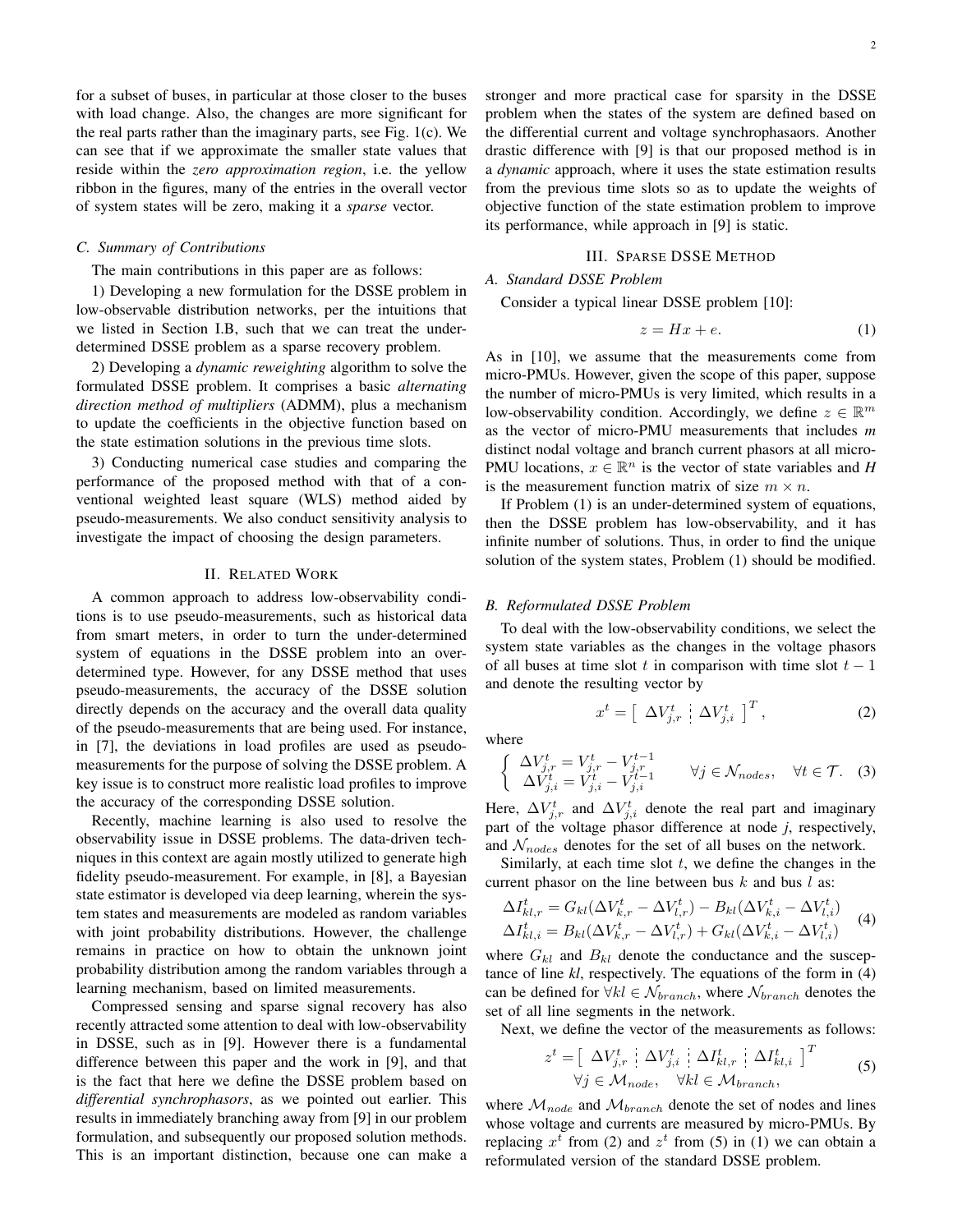for a subset of buses, in particular at those closer to the buses with load change. Also, the changes are more significant for the real parts rather than the imaginary parts, see Fig. 1(c). We can see that if we approximate the smaller state values that reside within the *zero approximation region*, i.e. the yellow ribbon in the figures, many of the entries in the overall vector of system states will be zero, making it a *sparse* vector.

### C. Summary of Contributions

The main contributions in this paper are as follows:

1) Developing a new formulation for the DSSE problem in low-observable distribution networks, per the intuitions that we listed in Section I.B, such that we can treat the under-determined DSSE problem as a sparse recovery problem.

2) Developing a *dynamic reweighting* algorithm to solve the formulated DSSE problem. It comprises a basic *alternating direction method of multipliers* (ADMM), plus a mechanism to update the coefficients in the objective function based on the state estimation solutions in the previous time slots.

3) Conducting numerical case studies and comparing the performance of the proposed method with that of a conventional weighted least square (WLS) method aided by pseudo-measurements. We also conduct sensitivity analysis to investigate the impact of choosing the design parameters.

## II. Related Work

A common approach to address low-observability conditions is to use pseudo-measurements, such as historical data from smart meters, in order to turn the under-determined system of equations in the DSSE problem into an over-determined type. However, for any DSSE method that uses pseudo-measurements, the accuracy of the DSSE solution directly depends on the accuracy and the overall data quality of the pseudo-measurements that are being used. For instance, in [7], the deviations in load profiles are used as pseudo-measurements for the purpose of solving the DSSE problem. A key issue is to construct more realistic load profiles to improve the accuracy of the corresponding DSSE solution.

Recently, machine learning is also used to resolve the observability issue in DSSE problems. The data-driven techniques in this context are again mostly utilized to generate high fidelity pseudo-measurement. For example, in [8], a Bayesian state estimator is developed via deep learning, wherein the system states and measurements are modeled as random variables with joint probability distributions. However, the challenge remains in practice on how to obtain the unknown joint probability distribution among the random variables through a learning mechanism, based on limited measurements.

Compressed sensing and sparse signal recovery has also recently attracted some attention to deal with low-observability in DSSE, such as in [9]. However there is a fundamental difference between this paper and the work in [9], and that is the fact that here we define the DSSE problem based on *differential synchrophasors*, as we pointed out earlier. This results in immediately branching away from [9] in our problem formulation, and subsequently our proposed solution methods. This is an important distinction, because one can make a stronger and more practical case for sparsity in the DSSE problem when the states of the system are defined based on the differential current and voltage synchrophasaors. Another drastic difference with [9] is that our proposed method is in a *dynamic* approach, where it uses the state estimation results from the previous time slots so as to update the weights of objective function of the state estimation problem to improve its performance, while approach in [9] is static.

## III. Sparse DSSE Method

### A. Standard DSSE Problem

Consider a typical linear DSSE problem [10]:

$$z = Hx + e. \tag{1}$$

As in [10], we assume that the measurements come from micro-PMUs. However, given the scope of this paper, suppose the number of micro-PMUs is very limited, which results in a low-observability condition. Accordingly, we define $z \in \mathbb{R}^m$ as the vector of micro-PMU measurements that includes *m* distinct nodal voltage and branch current phasors at all micro-PMU locations, $x \in \mathbb{R}^n$ is the vector of state variables and *H* is the measurement function matrix of size $m \times n$.

If Problem (1) is an under-determined system of equations, then the DSSE problem has low-observability, and it has infinite number of solutions. Thus, in order to find the unique solution of the system states, Problem (1) should be modified.

### B. Reformulated DSSE Problem

To deal with the low-observability conditions, we select the system state variables as the changes in the voltage phasors of all buses at time slot $t$ in comparison with time slot $t-1$ and denote the resulting vector by

$$x^t = \left[ \; \Delta V^t_{j,r} \; \vdots \; \Delta V^t_{j,i} \; \right]^T, \tag{2}$$

where

$$\begin{cases} \Delta V^t_{j,r} = V^t_{j,r} - V^{t-1}_{j,r} \\ \Delta V^t_{j,i} = V^t_{j,i} - V^{t-1}_{j,i} \end{cases} \quad \forall j \in \mathcal{N}_{nodes}, \quad \forall t \in \mathcal{T}. \tag{3}$$

Here, $\Delta V^t_{j,r}$ and $\Delta V^t_{j,i}$ denote the real part and imaginary part of the voltage phasor difference at node *j*, respectively, and $\mathcal{N}_{nodes}$ denotes for the set of all buses on the network.

Similarly, at each time slot $t$, we define the changes in the current phasor on the line between bus $k$ and bus $l$ as:

$$\begin{aligned} \Delta I^t_{kl,r} &= G_{kl}(\Delta V^t_{k,r} - \Delta V^t_{l,r}) - B_{kl}(\Delta V^t_{k,i} - \Delta V^t_{l,i}) \\ \Delta I^t_{kl,i} &= B_{kl}(\Delta V^t_{k,r} - \Delta V^t_{l,r}) + G_{kl}(\Delta V^t_{k,i} - \Delta V^t_{l,i}) \end{aligned} \tag{4}$$

where $G_{kl}$ and $B_{kl}$ denote the conductance and the susceptance of line *kl*, respectively. The equations of the form in (4) can be defined for $\forall kl \in \mathcal{N}_{branch}$, where $\mathcal{N}_{branch}$ denotes the set of all line segments in the network.

Next, we define the vector of the measurements as follows:

$$\begin{gathered} z^t = \left[ \; \Delta V^t_{j,r} \; \vdots \; \Delta V^t_{j,i} \; \vdots \; \Delta I^t_{kl,r} \; \vdots \; \Delta I^t_{kl,i} \; \right]^T \\ \forall j \in \mathcal{M}_{node}, \quad \forall kl \in \mathcal{M}_{branch}, \end{gathered} \tag{5}$$

where $\mathcal{M}_{node}$ and $\mathcal{M}_{branch}$ denote the set of nodes and lines whose voltage and currents are measured by micro-PMUs. By replacing $x^t$ from (2) and $z^t$ from (5) in (1) we can obtain a reformulated version of the standard DSSE problem.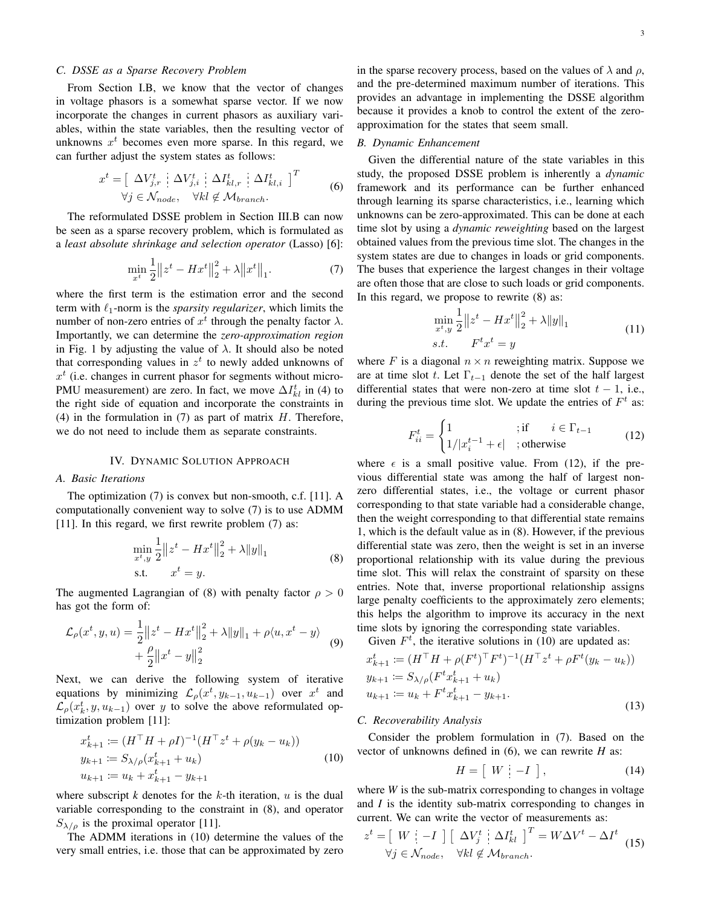### C. DSSE as a Sparse Recovery Problem

From Section I.B, we know that the vector of changes in voltage phasors is a somewhat sparse vector. If we now incorporate the changes in current phasors as auxiliary variables, within the state variables, then the resulting vector of unknowns $x^t$ becomes even more sparse. In this regard, we can further adjust the system states as follows:

$$
\begin{aligned}
x^t = \left[\ \Delta V^t_{j,r} \ \vdots\ \Delta V^t_{j,i} \ \vdots\ \Delta I^t_{kl,r} \ \vdots\ \Delta I^t_{kl,i}\ \right]^T \\
\forall j \in \mathcal{N}_{node}, \quad \forall kl \notin \mathcal{M}_{branch}.
\end{aligned}
\tag{6}
$$

The reformulated DSSE problem in Section III.B can now be seen as a sparse recovery problem, which is formulated as a *least absolute shrinkage and selection operator* (Lasso) [6]:

$$
\min_{x^t} \frac{1}{2}\left\| z^t - Hx^t \right\|_2^2 + \lambda \left\| x^t \right\|_1. \tag{7}
$$

where the first term is the estimation error and the second term with $\ell_1$-norm is the *sparsity regularizer*, which limits the number of non-zero entries of $x^t$ through the penalty factor $\lambda$. Importantly, we can determine the *zero-approximation region* in Fig. 1 by adjusting the value of $\lambda$. It should also be noted that corresponding values in $z^t$ to newly added unknowns of $x^t$ (i.e. changes in current phasor for segments without micro-PMU measurement) are zero. In fact, we move $\Delta I^t_{kl}$ in (4) to the right side of equation and incorporate the constraints in (4) in the formulation in (7) as part of matrix $H$. Therefore, we do not need to include them as separate constraints.

## IV. Dynamic Solution Approach

### A. Basic Iterations

The optimization (7) is convex but non-smooth, c.f. [11]. A computationally convenient way to solve (7) is to use ADMM [11]. In this regard, we first rewrite problem (7) as:

$$
\begin{aligned}
\min_{x^t, y} \ & \frac{1}{2}\left\| z^t - Hx^t \right\|_2^2 + \lambda \|y\|_1 \\
\text{s.t.} \quad & x^t = y.
\end{aligned}
\tag{8}
$$

The augmented Lagrangian of (8) with penalty factor $\rho > 0$ has got the form of:

$$
\begin{aligned}
\mathcal{L}_\rho(x^t, y, u) = \frac{1}{2}\left\| z^t - Hx^t \right\|_2^2 + \lambda \|y\|_1 + \rho \langle u, x^t - y \rangle \\
+ \frac{\rho}{2}\left\| x^t - y \right\|_2^2
\end{aligned}
\tag{9}
$$

Next, we can derive the following system of iterative equations by minimizing $\mathcal{L}_\rho(x^t, y_{k-1}, u_{k-1})$ over $x^t$ and $\mathcal{L}_\rho(x^t_k, y, u_{k-1})$ over $y$ to solve the above reformulated optimization problem [11]:

$$
\begin{aligned}
x^t_{k+1} &:= (H^\top H + \rho I)^{-1}(H^\top z^t + \rho(y_k - u_k)) \\
y_{k+1} &:= S_{\lambda/\rho}(x^t_{k+1} + u_k) \\
u_{k+1} &:= u_k + x^t_{k+1} - y_{k+1}
\end{aligned}
\tag{10}
$$

where subscript $k$ denotes for the $k$-th iteration, $u$ is the dual variable corresponding to the constraint in (8), and operator $S_{\lambda/\rho}$ is the proximal operator [11].

The ADMM iterations in (10) determine the values of the very small entries, i.e. those that can be approximated by zero in the sparse recovery process, based on the values of $\lambda$ and $\rho$, and the pre-determined maximum number of iterations. This provides an advantage in implementing the DSSE algorithm because it provides a knob to control the extent of the zero-approximation for the states that seem small.

### B. Dynamic Enhancement

Given the differential nature of the state variables in this study, the proposed DSSE problem is inherently a *dynamic* framework and its performance can be further enhanced through learning its sparse characteristics, i.e., learning which unknowns can be zero-approximated. This can be done at each time slot by using a *dynamic reweighting* based on the largest obtained values from the previous time slot. The changes in the system states are due to changes in loads or grid components. The buses that experience the largest changes in their voltage are often those that are close to such loads or grid components. In this regard, we propose to rewrite (8) as:

$$
\begin{aligned}
\min_{x^t, y} \ & \frac{1}{2}\left\| z^t - Hx^t \right\|_2^2 + \lambda \|y\|_1 \\
s.t. \quad & F^t x^t = y
\end{aligned}
\tag{11}
$$

where $F$ is a diagonal $n \times n$ reweighting matrix. Suppose we are at time slot $t$. Let $\Gamma_{t-1}$ denote the set of the half largest differential states that were non-zero at time slot $t-1$, i.e., during the previous time slot. We update the entries of $F^t$ as:

$$
F^t_{ii} = \begin{cases} 1 & ;\text{if} \quad i \in \Gamma_{t-1} \\ 1/|x^{t-1}_i + \epsilon| & ;\text{otherwise} \end{cases} \tag{12}
$$

where $\epsilon$ is a small positive value. From (12), if the previous differential state was among the half of largest non-zero differential states, i.e., the voltage or current phasor corresponding to that state variable had a considerable change, then the weight corresponding to that differential state remains 1, which is the default value as in (8). However, if the previous differential state was zero, then the weight is set in an inverse proportional relationship with its value during the previous time slot. This will relax the constraint of sparsity on these entries. Note that, inverse proportional relationship assigns large penalty coefficients to the approximately zero elements; this helps the algorithm to improve its accuracy in the next time slots by ignoring the corresponding state variables.

Given $F^t$, the iterative solutions in (10) are updated as:

$$
\begin{aligned}
x^t_{k+1} &:= (H^\top H + \rho (F^t)^\top F^t)^{-1}(H^\top z^t + \rho F^t(y_k - u_k)) \\
y_{k+1} &:= S_{\lambda/\rho}(F^t x^t_{k+1} + u_k) \\
u_{k+1} &:= u_k + F^t x^t_{k+1} - y_{k+1}.
\end{aligned}
\tag{13}
$$

### C. Recoverability Analysis

Consider the problem formulation in (7). Based on the vector of unknowns defined in (6), we can rewrite $\boldsymbol{H}$ as:

$$
H = \left[\ W \ \vdots\ -I\ \right], \tag{14}
$$

where $\boldsymbol{W}$ is the sub-matrix corresponding to changes in voltage and $\boldsymbol{I}$ is the identity sub-matrix corresponding to changes in current. We can write the vector of measurements as:

$$
\begin{aligned}
z^t = \left[\ W \ \vdots\ -I\ \right] \left[\ \Delta V^t_j \ \vdots\ \Delta I^t_{kl}\ \right]^T = W\Delta V^t - \Delta I^t \\
\forall j \in \mathcal{N}_{node}, \quad \forall kl \notin \mathcal{M}_{branch}.
\end{aligned}
\tag{15}
$$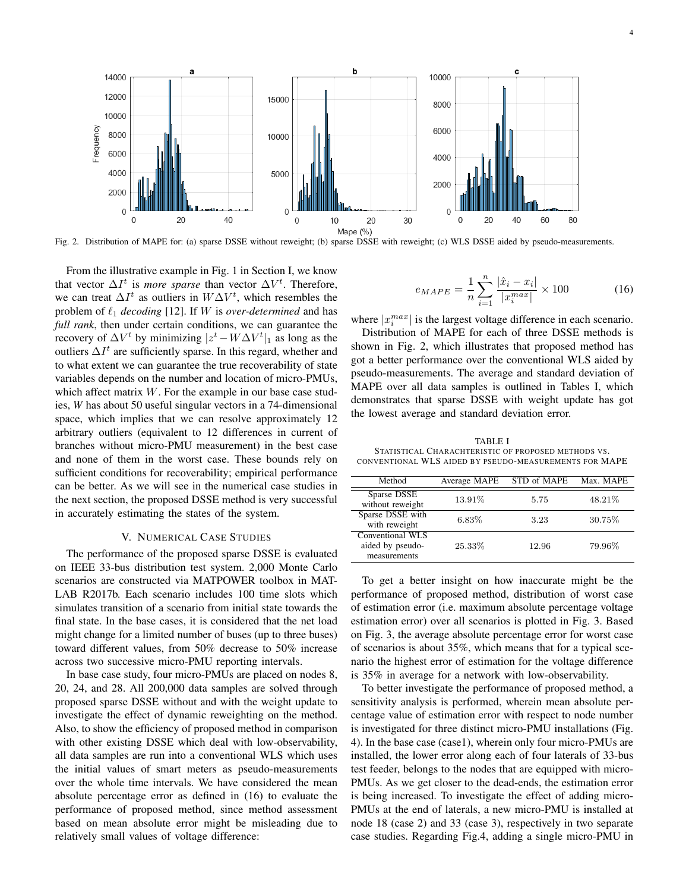Fig. 2. Distribution of MAPE for: (a) sparse DSSE without reweight; (b) sparse DSSE with reweight; (c) WLS DSSE aided by pseudo-measurements.

From the illustrative example in Fig. 1 in Section I, we know that vector $\Delta I^t$ is *more sparse* than vector $\Delta V^t$. Therefore, we can treat $\Delta I^t$ as outliers in $W\Delta V^t$, which resembles the problem of $\ell_1$ *decoding* [12]. If $W$ is *over-determined* and has *full rank*, then under certain conditions, we can guarantee the recovery of $\Delta V^t$ by minimizing $|z^t - W\Delta V^t|_1$ as long as the outliers $\Delta I^t$ are sufficiently sparse. In this regard, whether and to what extent we can guarantee the true recoverability of state variables depends on the number and location of micro-PMUs, which affect matrix $W$. For the example in our base case studies, *W* has about 50 useful singular vectors in a 74-dimensional space, which implies that we can resolve approximately 12 arbitrary outliers (equivalent to 12 differences in current of branches without micro-PMU measurement) in the best case and none of them in the worst case. These bounds rely on sufficient conditions for recoverability; empirical performance can be better. As we will see in the numerical case studies in the next section, the proposed DSSE method is very successful in accurately estimating the states of the system.

## V. Numerical Case Studies

The performance of the proposed sparse DSSE is evaluated on IEEE 33-bus distribution test system. 2,000 Monte Carlo scenarios are constructed via MATPOWER toolbox in MATLAB R2017b. Each scenario includes 100 time slots which simulates transition of a scenario from initial state towards the final state. In the base cases, it is considered that the net load might change for a limited number of buses (up to three buses) toward different values, from 50% decrease to 50% increase across two successive micro-PMU reporting intervals.

In base case study, four micro-PMUs are placed on nodes 8, 20, 24, and 28. All 200,000 data samples are solved through proposed sparse DSSE without and with the weight update to investigate the effect of dynamic reweighting on the method. Also, to show the efficiency of proposed method in comparison with other existing DSSE which deal with low-observability, all data samples are run into a conventional WLS which uses the initial values of smart meters as pseudo-measurements over the whole time intervals. We have considered the mean absolute percentage error as defined in (16) to evaluate the performance of proposed method, since method assessment based on mean absolute error might be misleading due to relatively small values of voltage difference:

$$e_{MAPE} = \frac{1}{n}\sum_{i=1}^{n} \frac{|\hat{x}_i - x_i|}{|x_i^{max}|} \times 100 \tag{16}$$

where $|x_i^{max}|$ is the largest voltage difference in each scenario.

Distribution of MAPE for each of three DSSE methods is shown in Fig. 2, which illustrates that proposed method has got a better performance over the conventional WLS aided by pseudo-measurements. The average and standard deviation of MAPE over all data samples is outlined in Tables I, which demonstrates that sparse DSSE with weight update has got the lowest average and standard deviation error.

TABLE I
Statistical Charachteristic of Proposed Methods vs. Conventional WLS Aided by Pseudo-Measurements for MAPE

| Method | Average MAPE | STD of MAPE | Max. MAPE |
|---|---|---|---|
| Sparse DSSE without reweight | 13.91% | 5.75 | 48.21% |
| Sparse DSSE with with reweight | 6.83% | 3.23 | 30.75% |
| Conventional WLS aided by pseudo-measurements | 25.33% | 12.96 | 79.96% |

To get a better insight on how inaccurate might be the performance of proposed method, distribution of worst case of estimation error (i.e. maximum absolute percentage voltage estimation error) over all scenarios is plotted in Fig. 3. Based on Fig. 3, the average absolute percentage error for worst case of scenarios is about 35%, which means that for a typical scenario the highest error of estimation for the voltage difference is 35% in average for a network with low-observability.

To better investigate the performance of proposed method, a sensitivity analysis is performed, wherein mean absolute percentage value of estimation error with respect to node number is investigated for three distinct micro-PMU installations (Fig. 4). In the base case (case1), wherein only four micro-PMUs are installed, the lower error along each of four laterals of 33-bus test feeder, belongs to the nodes that are equipped with micro-PMUs. As we get closer to the dead-ends, the estimation error is being increased. To investigate the effect of adding micro-PMUs at the end of laterals, a new micro-PMU is installed at node 18 (case 2) and 33 (case 3), respectively in two separate case studies. Regarding Fig.4, adding a single micro-PMU in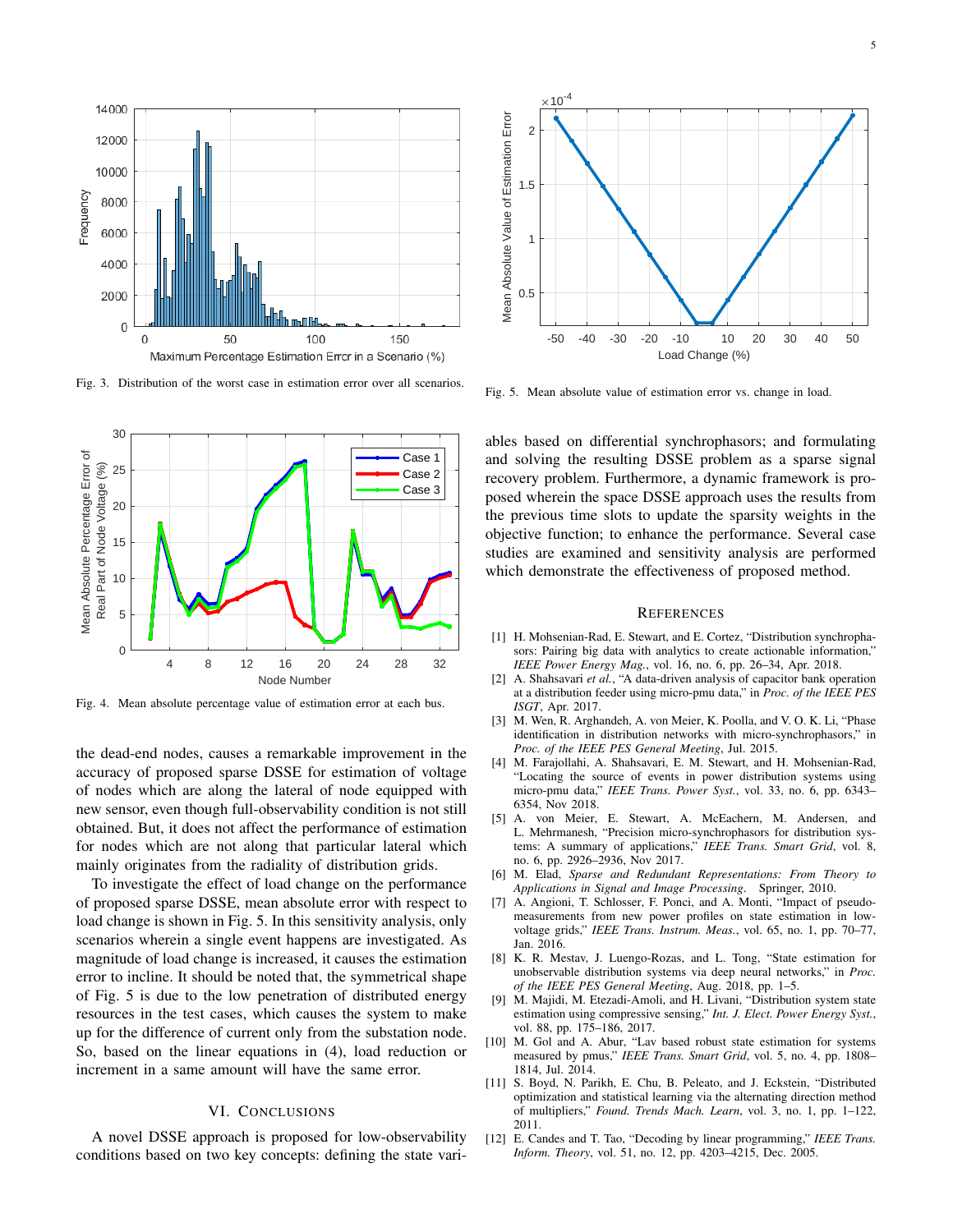14000
12000
10000
8000
6000
4000
2000
0
Frequency
0 50 100 150
Maximum Percentage Estimation Error in a Scenario (%)

Fig. 3. Distribution of the worst case in estimation error over all scenarios.

30
25
20
15
10
5
0
Mean Absolute Percentage Error of Real Part of Node Voltage (%)
4 8 12 16 20 24 28 32
Node Number
Case 1
Case 2
Case 3

Fig. 4. Mean absolute percentage value of estimation error at each bus.

the dead-end nodes, causes a remarkable improvement in the accuracy of proposed sparse DSSE for estimation of voltage of nodes which are along the lateral of node equipped with new sensor, even though full-observability condition is not still obtained. But, it does not affect the performance of estimation for nodes which are not along that particular lateral which mainly originates from the radiality of distribution grids.

To investigate the effect of load change on the performance of proposed sparse DSSE, mean absolute error with respect to load change is shown in Fig. 5. In this sensitivity analysis, only scenarios wherein a single event happens are investigated. As magnitude of load change is increased, it causes the estimation error to incline. It should be noted that, the symmetrical shape of Fig. 5 is due to the low penetration of distributed energy resources in the test cases, which causes the system to make up for the difference of current only from the substation node. So, based on the linear equations in (4), load reduction or increment in a same amount will have the same error.

## VI. Conclusions

A novel DSSE approach is proposed for low-observability conditions based on two key concepts: defining the state variables based on differential synchrophasors; and formulating and solving the resulting DSSE problem as a sparse signal recovery problem. Furthermore, a dynamic framework is proposed wherein the space DSSE approach uses the results from the previous time slots to update the sparsity weights in the objective function; to enhance the performance. Several case studies are examined and sensitivity analysis are performed which demonstrate the effectiveness of proposed method.

$\times 10^{-4}$
2
1.5
1
0.5
Mean Absolute Value of Estimation Error
-50 -40 -30 -20 -10 10 20 30 40 50
Load Change (%)

Fig. 5. Mean absolute value of estimation error vs. change in load.

## References

[1] H. Mohsenian-Rad, E. Stewart, and E. Cortez, "Distribution synchrophasors: Pairing big data with analytics to create actionable information," *IEEE Power Energy Mag.*, vol. 16, no. 6, pp. 26–34, Apr. 2018.

[2] A. Shahsavari *et al.*, "A data-driven analysis of capacitor bank operation at a distribution feeder using micro-pmu data," in *Proc. of the IEEE PES ISGT*, Apr. 2017.

[3] M. Wen, R. Arghandeh, A. von Meier, K. Poolla, and V. O. K. Li, "Phase identification in distribution networks with micro-synchrophasors," in *Proc. of the IEEE PES General Meeting*, Jul. 2015.

[4] M. Farajollahi, A. Shahsavari, E. M. Stewart, and H. Mohsenian-Rad, "Locating the source of events in power distribution systems using micro-pmu data," *IEEE Trans. Power Syst.*, vol. 33, no. 6, pp. 6343–6354, Nov 2018.

[5] A. von Meier, E. Stewart, A. McEachern, M. Andersen, and L. Mehrmanesh, "Precision micro-synchrophasors for distribution systems: A summary of applications," *IEEE Trans. Smart Grid*, vol. 8, no. 6, pp. 2926–2936, Nov 2017.

[6] M. Elad, *Sparse and Redundant Representations: From Theory to Applications in Signal and Image Processing*. Springer, 2010.

[7] A. Angioni, T. Schlosser, F. Ponci, and A. Monti, "Impact of pseudo-measurements from new power profiles on state estimation in low-voltage grids," *IEEE Trans. Instrum. Meas.*, vol. 65, no. 1, pp. 70–77, Jan. 2016.

[8] K. R. Mestav, J. Luengo-Rozas, and L. Tong, "State estimation for unobservable distribution systems via deep neural networks," in *Proc. of the IEEE PES General Meeting*, Aug. 2018, pp. 1–5.

[9] M. Majidi, M. Etezadi-Amoli, and H. Livani, "Distribution system state estimation using compressive sensing," *Int. J. Elect. Power Energy Syst.*, vol. 88, pp. 175–186, 2017.

[10] M. Gol and A. Abur, "Lav based robust state estimation for systems measured by pmus," *IEEE Trans. Smart Grid*, vol. 5, no. 4, pp. 1808–1814, Jul. 2014.

[11] S. Boyd, N. Parikh, E. Chu, B. Peleato, and J. Eckstein, "Distributed optimization and statistical learning via the alternating direction method of multipliers," *Found. Trends Mach. Learn*, vol. 3, no. 1, pp. 1–122, 2011.

[12] E. Candes and T. Tao, "Decoding by linear programming," *IEEE Trans. Inform. Theory*, vol. 51, no. 12, pp. 4203–4215, Dec. 2005.